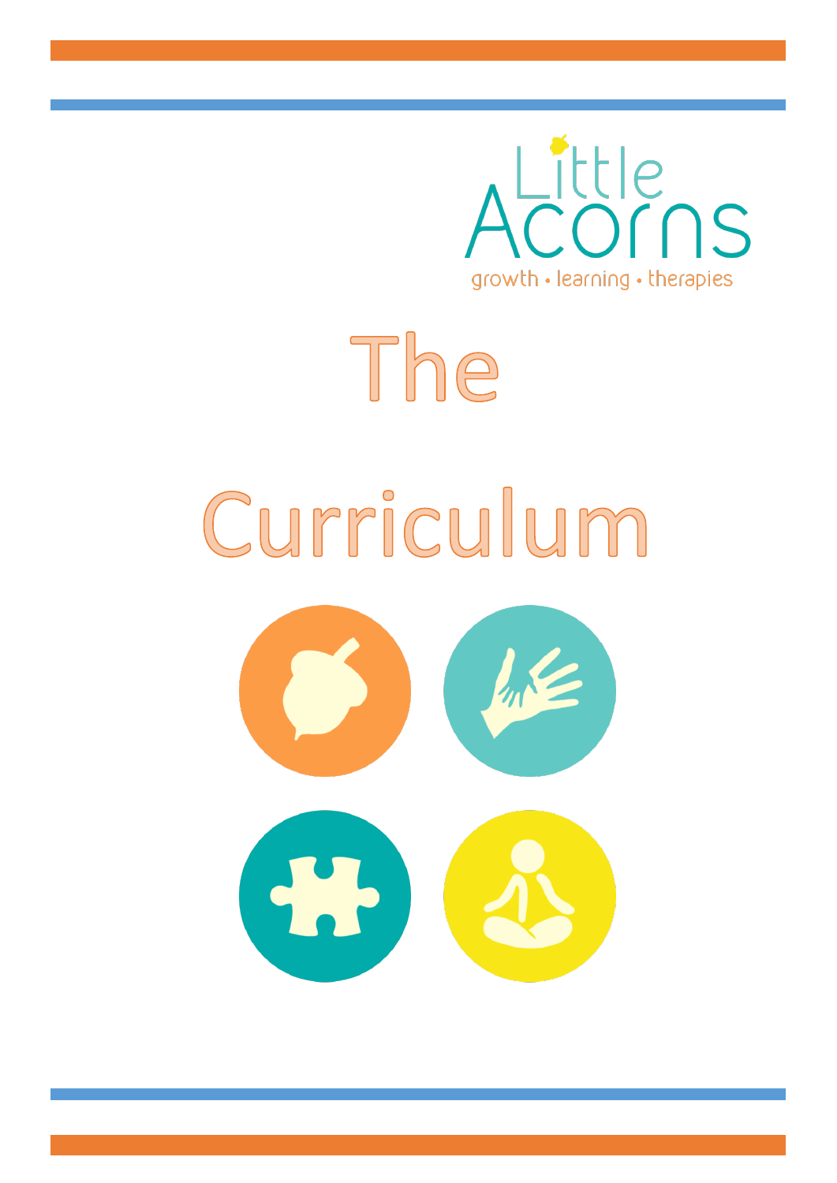Little Acorns

growth • learning • therapies

# The Curriculum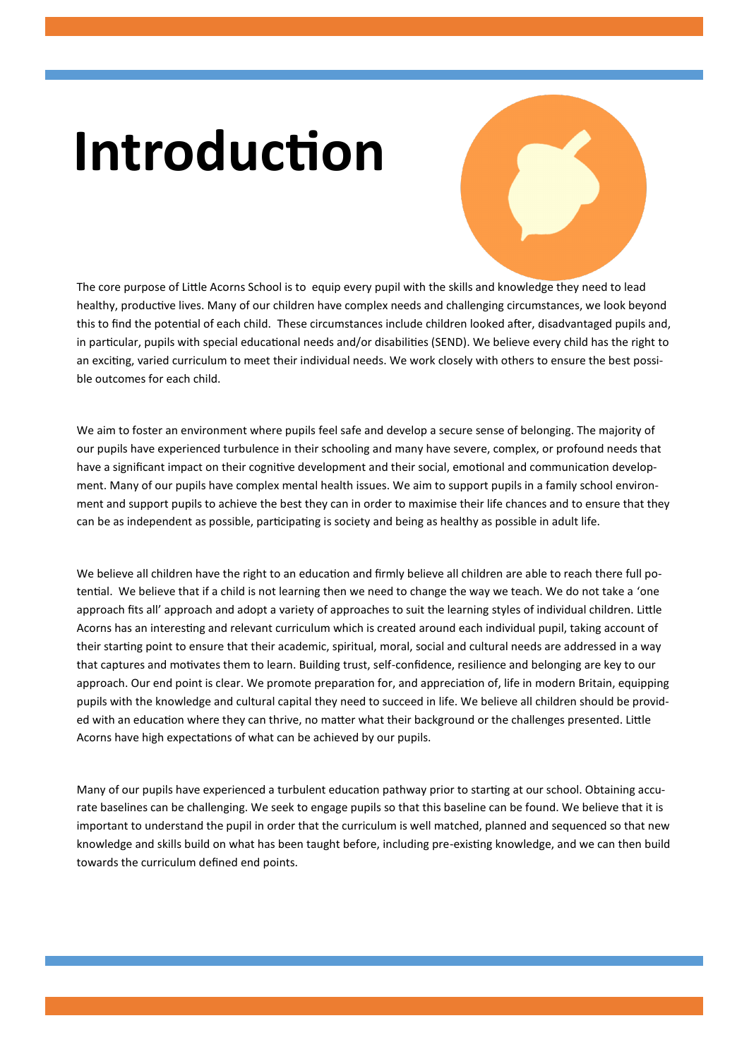# Introduction

The core purpose of Little Acorns School is to equip every pupil with the skills and knowledge they need to lead healthy, productive lives. Many of our children have complex needs and challenging circumstances, we look beyond this to find the potential of each child. These circumstances include children looked after, disadvantaged pupils and, in particular, pupils with special educational needs and/or disabilities (SEND). We believe every child has the right to an exciting, varied curriculum to meet their individual needs. We work closely with others to ensure the best possible outcomes for each child.

We aim to foster an environment where pupils feel safe and develop a secure sense of belonging. The majority of our pupils have experienced turbulence in their schooling and many have severe, complex, or profound needs that have a significant impact on their cognitive development and their social, emotional and communication development. Many of our pupils have complex mental health issues. We aim to support pupils in a family school environment and support pupils to achieve the best they can in order to maximise their life chances and to ensure that they can be as independent as possible, participating is society and being as healthy as possible in adult life.

We believe all children have the right to an education and firmly believe all children are able to reach there full potential. We believe that if a child is not learning then we need to change the way we teach. We do not take a 'one approach fits all' approach and adopt a variety of approaches to suit the learning styles of individual children. Little Acorns has an interesting and relevant curriculum which is created around each individual pupil, taking account of their starting point to ensure that their academic, spiritual, moral, social and cultural needs are addressed in a way that captures and motivates them to learn. Building trust, self-confidence, resilience and belonging are key to our approach. Our end point is clear. We promote preparation for, and appreciation of, life in modern Britain, equipping pupils with the knowledge and cultural capital they need to succeed in life. We believe all children should be provided with an education where they can thrive, no matter what their background or the challenges presented. Little Acorns have high expectations of what can be achieved by our pupils.

Many of our pupils have experienced a turbulent education pathway prior to starting at our school. Obtaining accurate baselines can be challenging. We seek to engage pupils so that this baseline can be found. We believe that it is important to understand the pupil in order that the curriculum is well matched, planned and sequenced so that new knowledge and skills build on what has been taught before, including pre-existing knowledge, and we can then build towards the curriculum defined end points.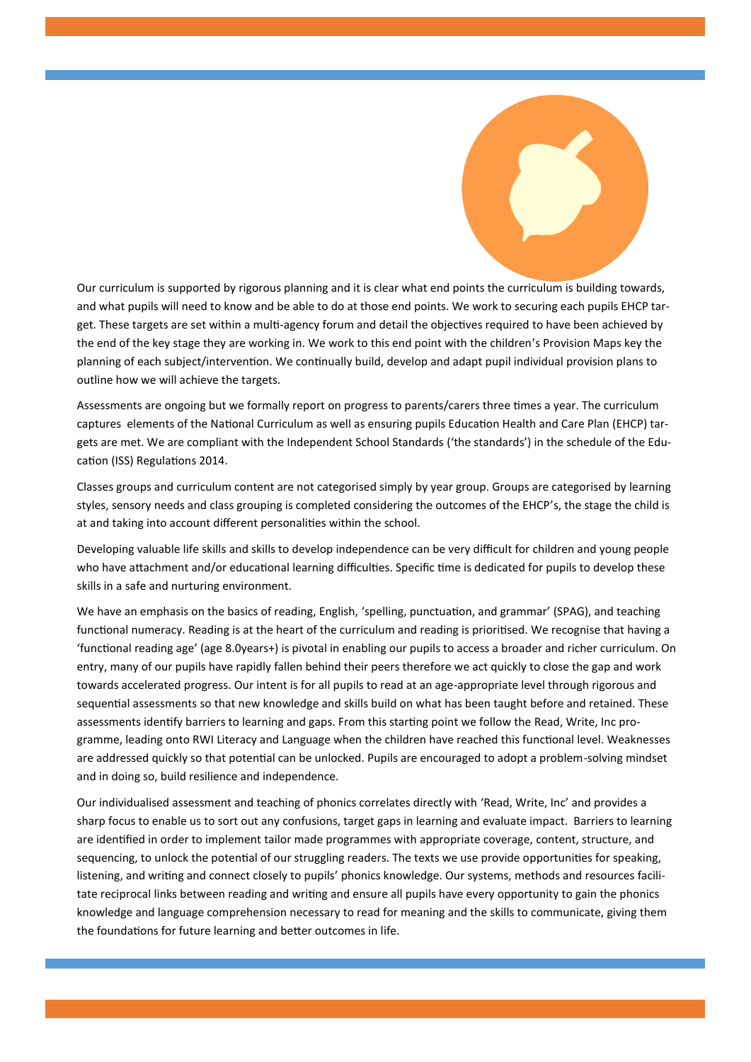Our curriculum is supported by rigorous planning and it is clear what end points the curriculum is building towards, and what pupils will need to know and be able to do at those end points. We work to securing each pupils EHCP target. These targets are set within a multi-agency forum and detail the objectives required to have been achieved by the end of the key stage they are working in. We work to this end point with the children's Provision Maps key the planning of each subject/intervention. We continually build, develop and adapt pupil individual provision plans to outline how we will achieve the targets.

Assessments are ongoing but we formally report on progress to parents/carers three times a year. The curriculum captures elements of the National Curriculum as well as ensuring pupils Education Health and Care Plan (EHCP) targets are met. We are compliant with the Independent School Standards ('the standards') in the schedule of the Education (ISS) Regulations 2014.

Classes groups and curriculum content are not categorised simply by year group. Groups are categorised by learning styles, sensory needs and class grouping is completed considering the outcomes of the EHCP's, the stage the child is at and taking into account different personalities within the school.

Developing valuable life skills and skills to develop independence can be very difficult for children and young people who have attachment and/or educational learning difficulties. Specific time is dedicated for pupils to develop these skills in a safe and nurturing environment.

We have an emphasis on the basics of reading, English, 'spelling, punctuation, and grammar' (SPAG), and teaching functional numeracy. Reading is at the heart of the curriculum and reading is prioritised. We recognise that having a 'functional reading age' (age 8.0years+) is pivotal in enabling our pupils to access a broader and richer curriculum. On entry, many of our pupils have rapidly fallen behind their peers therefore we act quickly to close the gap and work towards accelerated progress. Our intent is for all pupils to read at an age-appropriate level through rigorous and sequential assessments so that new knowledge and skills build on what has been taught before and retained. These assessments identify barriers to learning and gaps. From this starting point we follow the Read, Write, Inc programme, leading onto RWI Literacy and Language when the children have reached this functional level. Weaknesses are addressed quickly so that potential can be unlocked. Pupils are encouraged to adopt a problem-solving mindset and in doing so, build resilience and independence.

Our individualised assessment and teaching of phonics correlates directly with 'Read, Write, Inc' and provides a sharp focus to enable us to sort out any confusions, target gaps in learning and evaluate impact. Barriers to learning are identified in order to implement tailor made programmes with appropriate coverage, content, structure, and sequencing, to unlock the potential of our struggling readers. The texts we use provide opportunities for speaking, listening, and writing and connect closely to pupils' phonics knowledge. Our systems, methods and resources facilitate reciprocal links between reading and writing and ensure all pupils have every opportunity to gain the phonics knowledge and language comprehension necessary to read for meaning and the skills to communicate, giving them the foundations for future learning and better outcomes in life.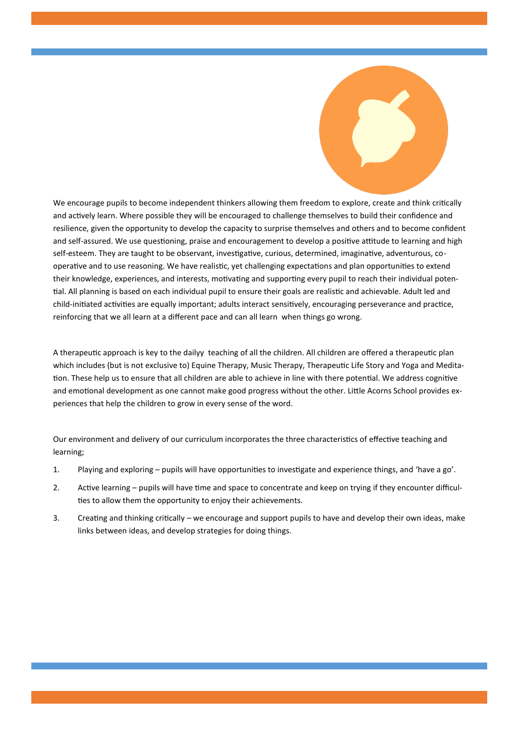We encourage pupils to become independent thinkers allowing them freedom to explore, create and think critically and actively learn. Where possible they will be encouraged to challenge themselves to build their confidence and resilience, given the opportunity to develop the capacity to surprise themselves and others and to become confident and self-assured. We use questioning, praise and encouragement to develop a positive attitude to learning and high self-esteem. They are taught to be observant, investigative, curious, determined, imaginative, adventurous, co-operative and to use reasoning. We have realistic, yet challenging expectations and plan opportunities to extend their knowledge, experiences, and interests, motivating and supporting every pupil to reach their individual potential. All planning is based on each individual pupil to ensure their goals are realistic and achievable. Adult led and child-initiated activities are equally important; adults interact sensitively, encouraging perseverance and practice, reinforcing that we all learn at a different pace and can all learn  when things go wrong.

A therapeutic approach is key to the dailyy  teaching of all the children. All children are offered a therapeutic plan which includes (but is not exclusive to) Equine Therapy, Music Therapy, Therapeutic Life Story and Yoga and Meditation. These help us to ensure that all children are able to achieve in line with there potential. We address cognitive and emotional development as one cannot make good progress without the other. Little Acorns School provides experiences that help the children to grow in every sense of the word.

Our environment and delivery of our curriculum incorporates the three characteristics of effective teaching and learning;

1. Playing and exploring – pupils will have opportunities to investigate and experience things, and 'have a go'.
2. Active learning – pupils will have time and space to concentrate and keep on trying if they encounter difficulties to allow them the opportunity to enjoy their achievements.
3. Creating and thinking critically – we encourage and support pupils to have and develop their own ideas, make links between ideas, and develop strategies for doing things.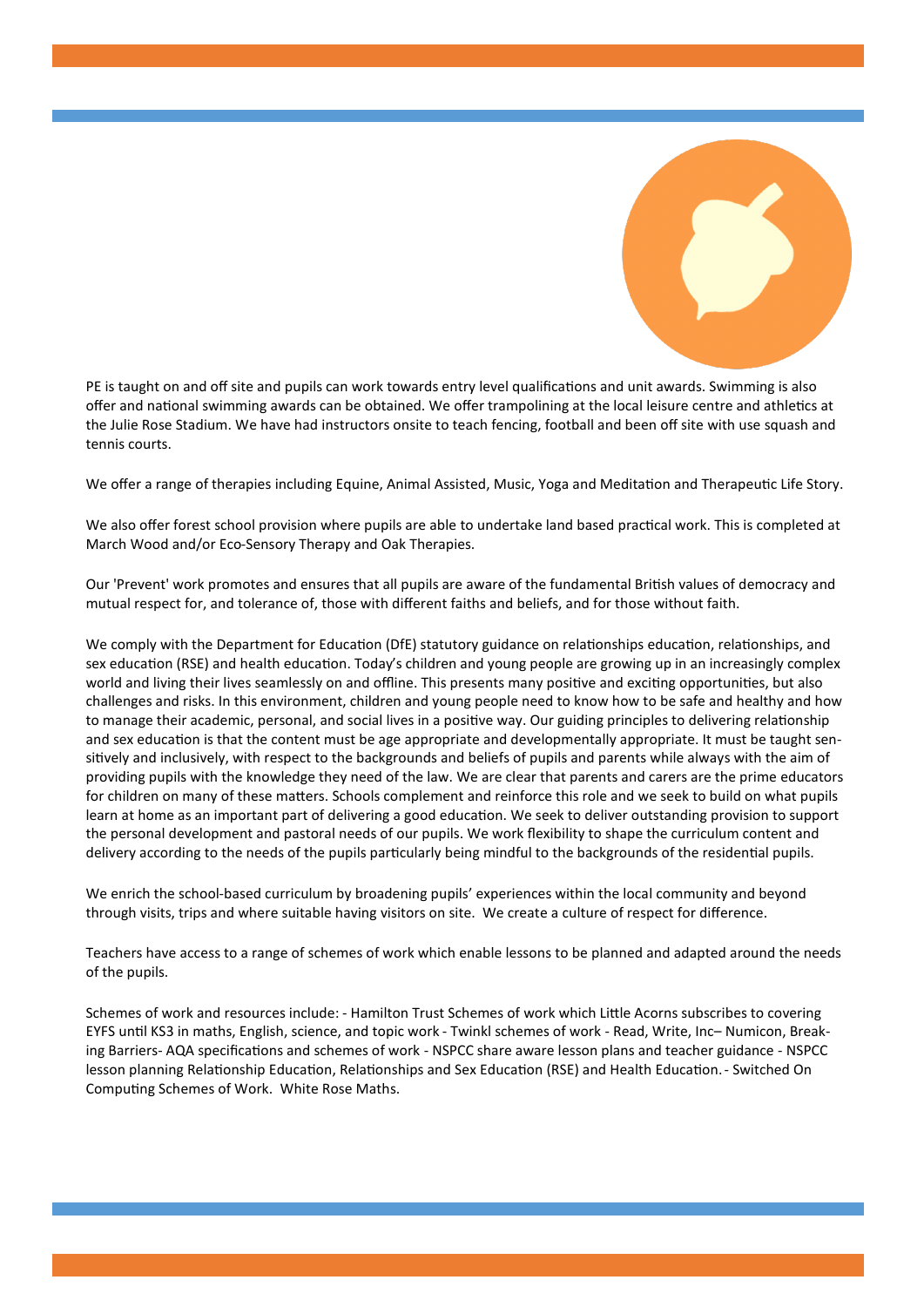PE is taught on and off site and pupils can work towards entry level qualifications and unit awards. Swimming is also offer and national swimming awards can be obtained. We offer trampolining at the local leisure centre and athletics at the Julie Rose Stadium. We have had instructors onsite to teach fencing, football and been off site with use squash and tennis courts.

We offer a range of therapies including Equine, Animal Assisted, Music, Yoga and Meditation and Therapeutic Life Story.

We also offer forest school provision where pupils are able to undertake land based practical work. This is completed at March Wood and/or Eco-Sensory Therapy and Oak Therapies.

Our 'Prevent' work promotes and ensures that all pupils are aware of the fundamental British values of democracy and mutual respect for, and tolerance of, those with different faiths and beliefs, and for those without faith.

We comply with the Department for Education (DfE) statutory guidance on relationships education, relationships, and sex education (RSE) and health education. Today's children and young people are growing up in an increasingly complex world and living their lives seamlessly on and offline. This presents many positive and exciting opportunities, but also challenges and risks. In this environment, children and young people need to know how to be safe and healthy and how to manage their academic, personal, and social lives in a positive way. Our guiding principles to delivering relationship and sex education is that the content must be age appropriate and developmentally appropriate. It must be taught sensitively and inclusively, with respect to the backgrounds and beliefs of pupils and parents while always with the aim of providing pupils with the knowledge they need of the law. We are clear that parents and carers are the prime educators for children on many of these matters. Schools complement and reinforce this role and we seek to build on what pupils learn at home as an important part of delivering a good education. We seek to deliver outstanding provision to support the personal development and pastoral needs of our pupils. We work flexibility to shape the curriculum content and delivery according to the needs of the pupils particularly being mindful to the backgrounds of the residential pupils.

We enrich the school-based curriculum by broadening pupils' experiences within the local community and beyond through visits, trips and where suitable having visitors on site. We create a culture of respect for difference.

Teachers have access to a range of schemes of work which enable lessons to be planned and adapted around the needs of the pupils.

Schemes of work and resources include: - Hamilton Trust Schemes of work which Little Acorns subscribes to covering EYFS until KS3 in maths, English, science, and topic work - Twinkl schemes of work - Read, Write, Inc– Numicon, Breaking Barriers- AQA specifications and schemes of work - NSPCC share aware lesson plans and teacher guidance - NSPCC lesson planning Relationship Education, Relationships and Sex Education (RSE) and Health Education. - Switched On Computing Schemes of Work. White Rose Maths.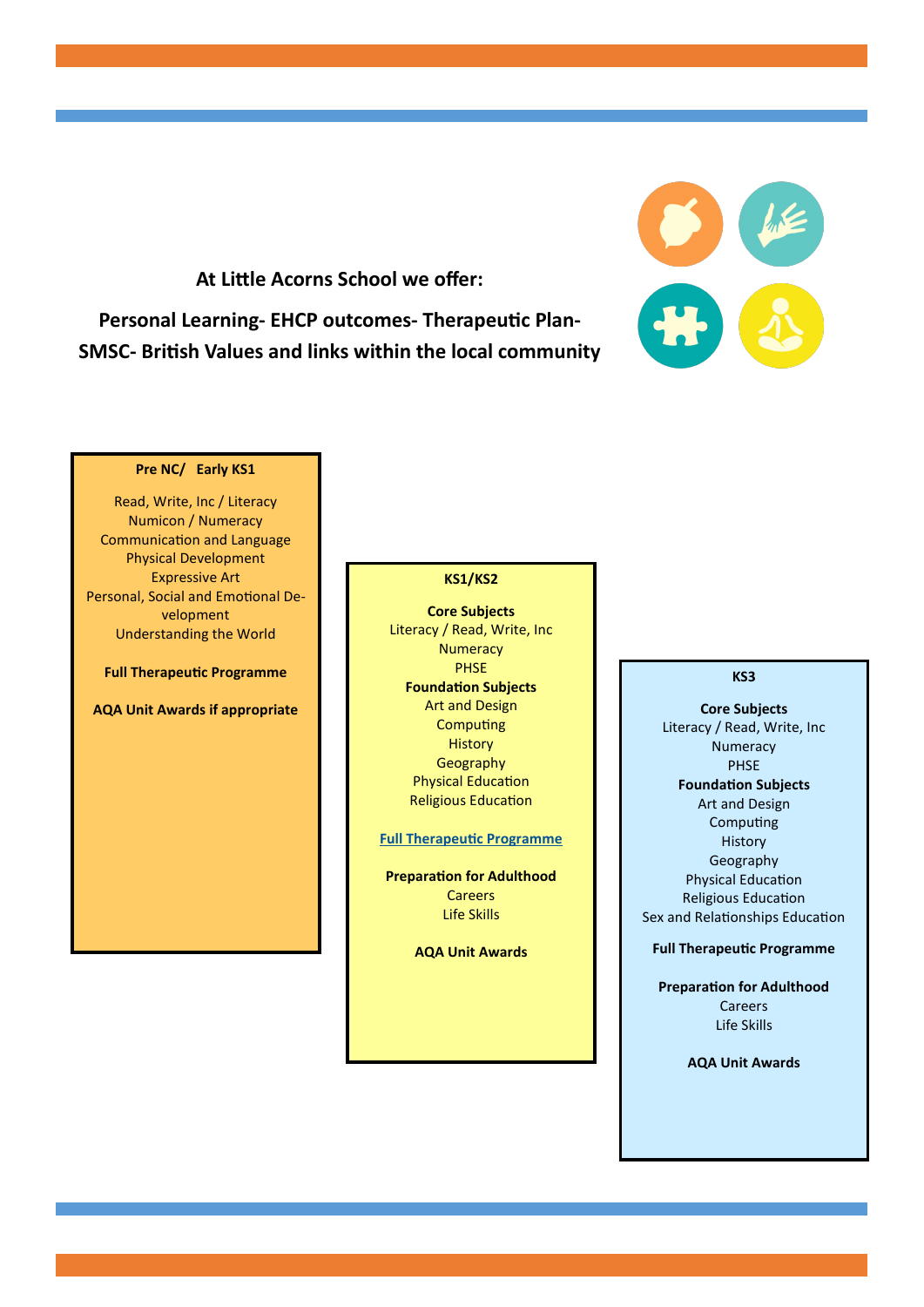**At Little Acorns School we offer:**

**Personal Learning- EHCP outcomes- Therapeutic Plan- SMSC- British Values and links within the local community**

**Pre NC/ Early KS1**

Read, Write, Inc / Literacy
Numicon / Numeracy
Communication and Language
Physical Development
Expressive Art
Personal, Social and Emotional Development
Understanding the World

**Full Therapeutic Programme**

**AQA Unit Awards if appropriate**

**KS1/KS2**

**Core Subjects**
Literacy / Read, Write, Inc
Numeracy
PHSE
**Foundation Subjects**
Art and Design
Computing
History
Geography
Physical Education
Religious Education

**Full Therapeutic Programme**

**Preparation for Adulthood**
Careers
Life Skills

**AQA Unit Awards**

**KS3**

**Core Subjects**
Literacy / Read, Write, Inc
Numeracy
PHSE
**Foundation Subjects**
Art and Design
Computing
History
Geography
Physical Education
Religious Education
Sex and Relationships Education

**Full Therapeutic Programme**

**Preparation for Adulthood**
Careers
Life Skills

**AQA Unit Awards**